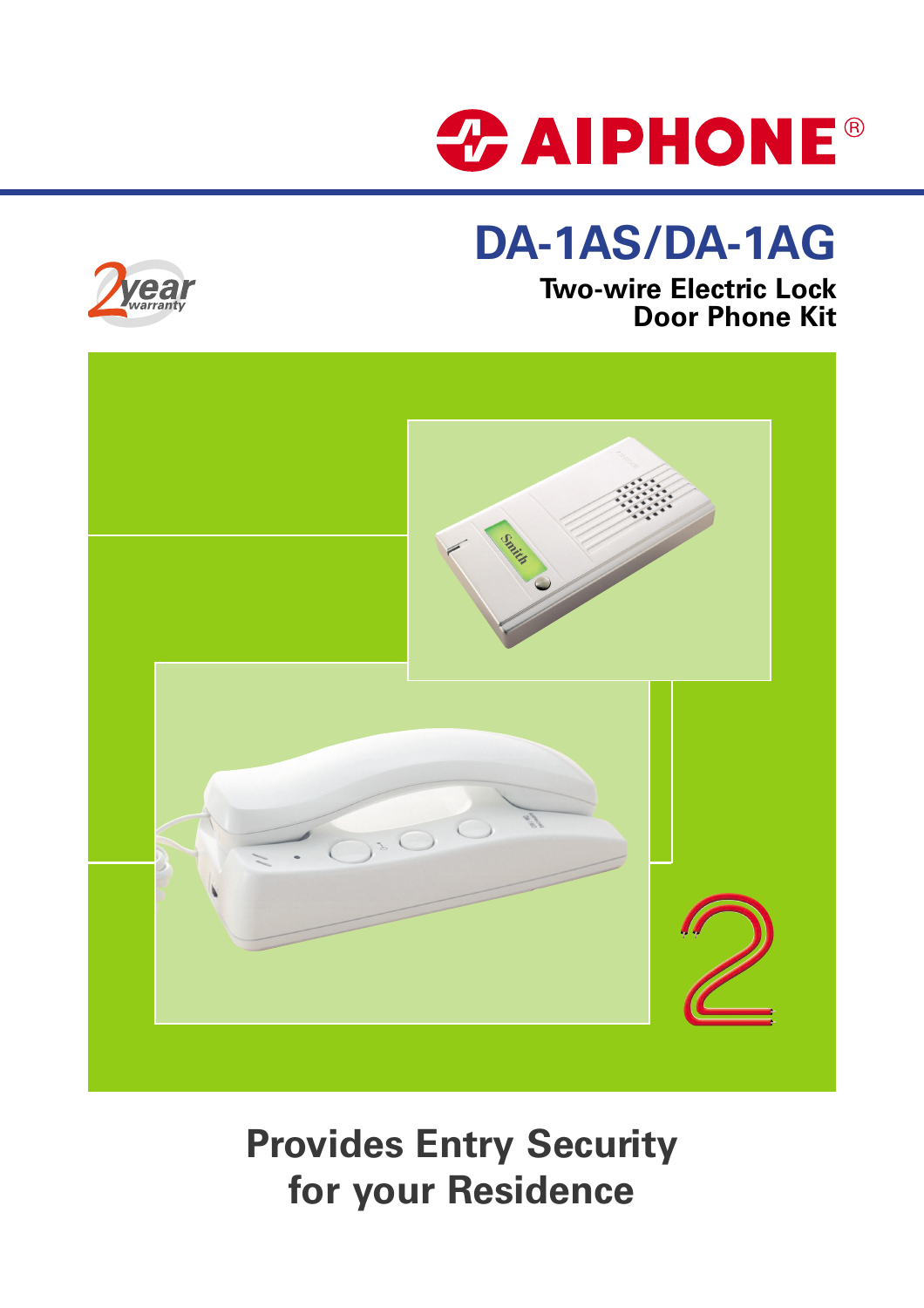AIPHONE®

# DA-1AS/DA-1AG

## Two-wire Electric Lock Door Phone Kit

2 year warranty

Provides Entry Security for your Residence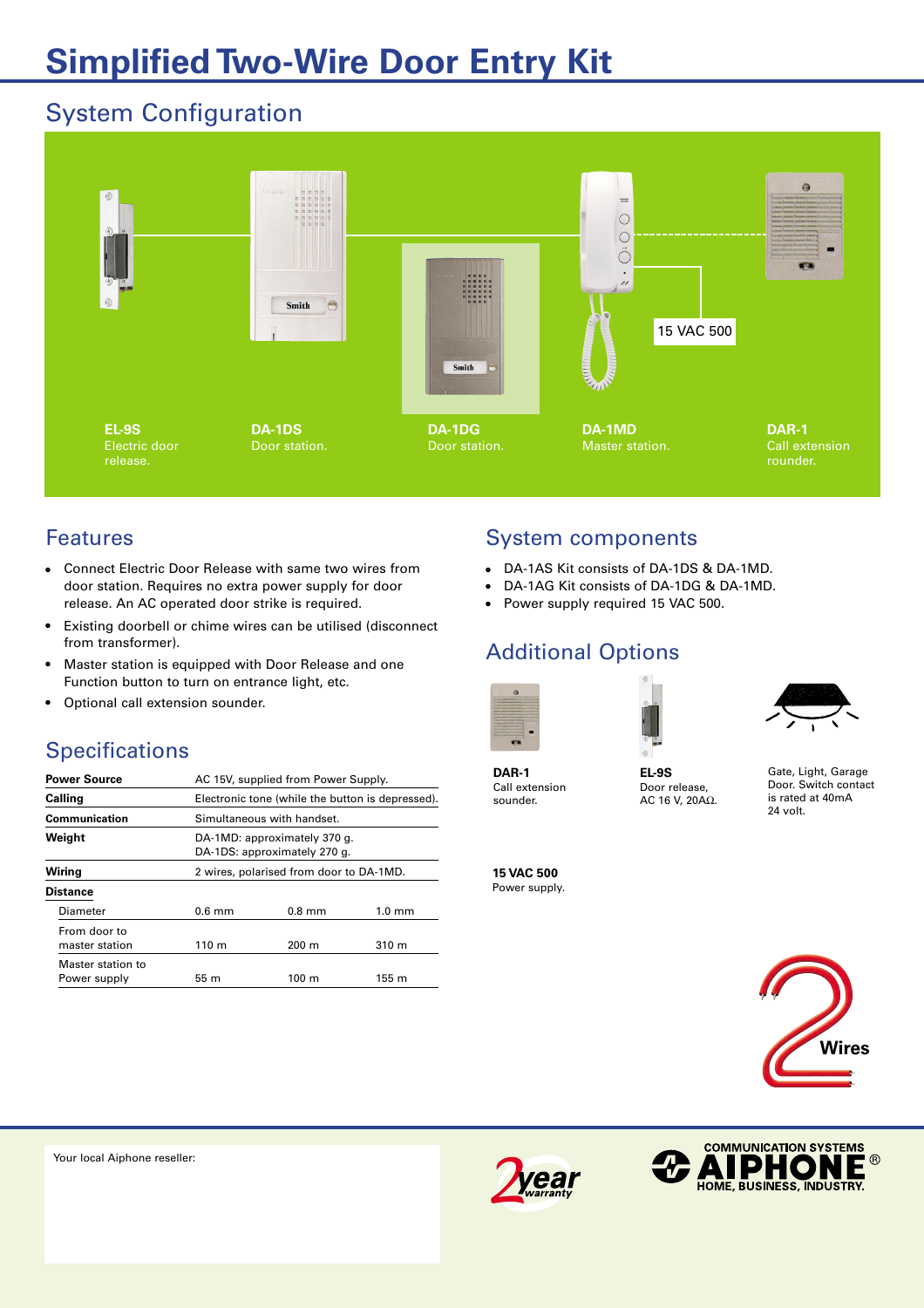# Simplified Two-Wire Door Entry Kit

## System Configuration

15 VAC 500

**EL-9S**
Electric door release.

**DA-1DS**
Door station.

**DA-1DG**
Door station.

**DA-1MD**
Master station.

**DAR-1**
Call extension rounder.

## Features

- Connect Electric Door Release with same two wires from door station. Requires no extra power supply for door release. An AC operated door strike is required.
- Existing doorbell or chime wires can be utilised (disconnect from transformer).
- Master station is equipped with Door Release and one Function button to turn on entrance light, etc.
- Optional call extension sounder.

## Specifications

| | | | |
|---|---|---|---|
| **Power Source** | AC 15V, supplied from Power Supply. | | |
| **Calling** | Electronic tone (while the button is depressed). | | |
| **Communication** | Simultaneous with handset. | | |
| **Weight** | DA-1MD: approximately 370 g.<br>DA-1DS: approximately 270 g. | | |
| **Wiring** | 2 wires, polarised from door to DA-1MD. | | |
| **Distance** | | | |
| Diameter | 0.6 mm | 0.8 mm | 1.0 mm |
| From door to master station | 110 m | 200 m | 310 m |
| Master station to Power supply | 55 m | 100 m | 155 m |

## System components

- DA-1AS Kit consists of DA-1DS & DA-1MD.
- DA-1AG Kit consists of DA-1DG & DA-1MD.
- Power supply required 15 VAC 500.

## Additional Options

**DAR-1**
Call extension sounder.

**EL-9S**
Door release, AC 16 V, 20AΩ.

Gate, Light, Garage Door. Switch contact is rated at 40mA 24 volt.

**15 VAC 500**
Power supply.

2 Wires

Your local Aiphone reseller:

2 year warranty

COMMUNICATION SYSTEMS AIPHONE® HOME, BUSINESS, INDUSTRY.